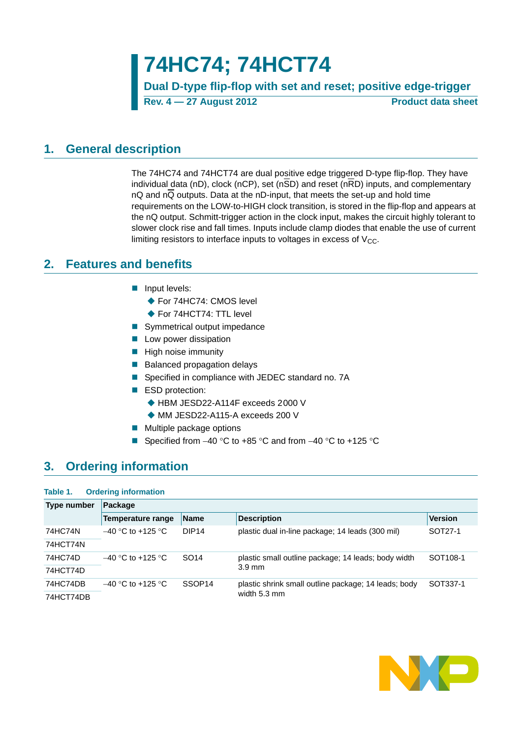# 74HC74; 74HCT74

**Dual D-type flip-flop with set and reset; positive edge-trigger**

**Rev. 4 — 27 August 2012** **Product data sheet**

## 1. General description

The 74HC74 and 74HCT74 are dual positive edge triggered D-type flip-flop. They have individual data (nD), clock (nCP), set (n$\overline{SD}$) and reset (n$\overline{RD}$) inputs, and complementary nQ and n$\overline{Q}$ outputs. Data at the nD-input, that meets the set-up and hold time requirements on the LOW-to-HIGH clock transition, is stored in the flip-flop and appears at the nQ output. Schmitt-trigger action in the clock input, makes the circuit highly tolerant to slower clock rise and fall times. Inputs include clamp diodes that enable the use of current limiting resistors to interface inputs to voltages in excess of $V_{CC}$.

## 2. Features and benefits

- Input levels:
  - For 74HC74: CMOS level
  - For 74HCT74: TTL level
- Symmetrical output impedance
- Low power dissipation
- High noise immunity
- Balanced propagation delays
- Specified in compliance with JEDEC standard no. 7A
- ESD protection:
  - HBM JESD22-A114F exceeds 2000 V
  - MM JESD22-A115-A exceeds 200 V
- Multiple package options
- Specified from −40 °C to +85 °C and from −40 °C to +125 °C

## 3. Ordering information

**Table 1. Ordering information**

| Type number | Package | | | |
|---|---|---|---|---|
| | Temperature range | Name | Description | Version |
| 74HC74N | −40 °C to +125 °C | DIP14 | plastic dual in-line package; 14 leads (300 mil) | SOT27-1 |
| 74HCT74N | | | | |
| 74HC74D | −40 °C to +125 °C | SO14 | plastic small outline package; 14 leads; body width 3.9 mm | SOT108-1 |
| 74HCT74D | | | | |
| 74HC74DB | −40 °C to +125 °C | SSOP14 | plastic shrink small outline package; 14 leads; body width 5.3 mm | SOT337-1 |
| 74HCT74DB | | | | |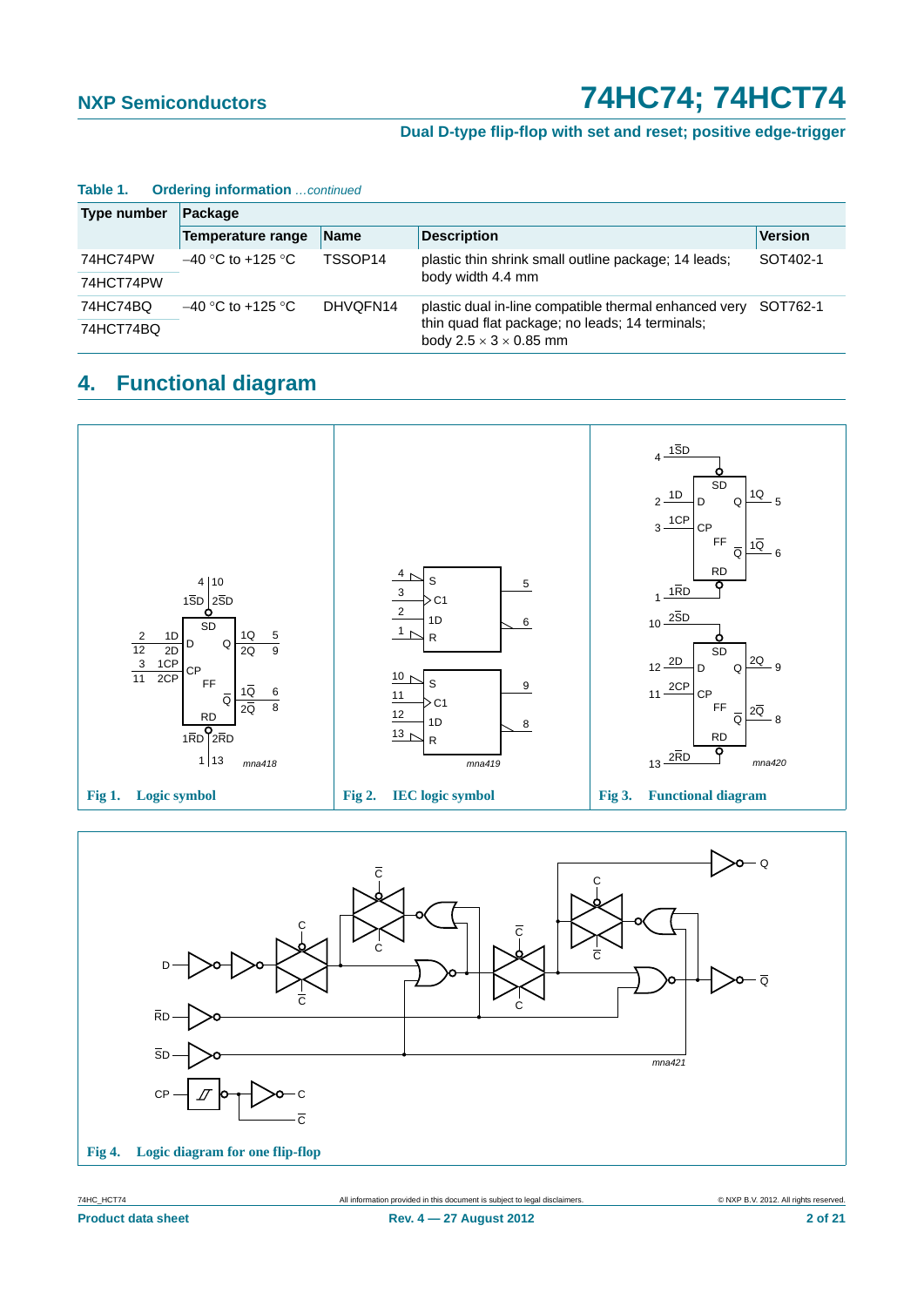**Table 1. Ordering information** *...continued*

| Type number | Package | | | |
|---|---|---|---|---|
| | Temperature range | Name | Description | Version |
| 74HC74PW | −40 °C to +125 °C | TSSOP14 | plastic thin shrink small outline package; 14 leads; body width 4.4 mm | SOT402-1 |
| 74HCT74PW | | | | |
| 74HC74BQ | −40 °C to +125 °C | DHVQFN14 | plastic dual in-line compatible thermal enhanced very thin quad flat package; no leads; 14 terminals; body 2.5 × 3 × 0.85 mm | SOT762-1 |
| 74HCT74BQ | | | | |

## 4. Functional diagram

Fig 1. Logic symbol

Fig 2. IEC logic symbol

Fig 3. Functional diagram

Fig 4. Logic diagram for one flip-flop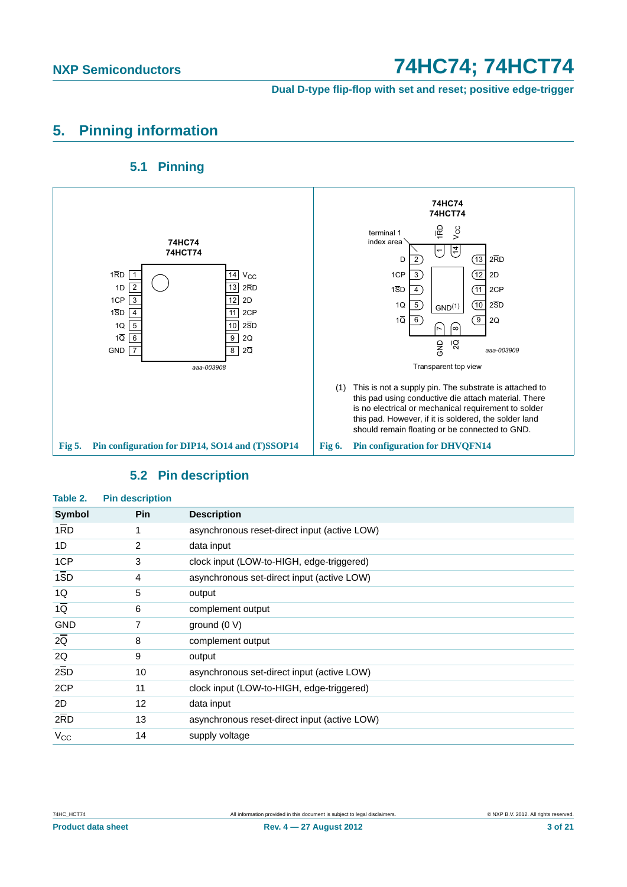# 5. Pinning information

## 5.1 Pinning

74HC74
74HCT74

| | | | |
|---|---|---|---|
| 1$\overline{RD}$ | 1 | 14 | $V_{CC}$ |
| 1D | 2 | 13 | 2$\overline{RD}$ |
| 1CP | 3 | 12 | 2D |
| 1$\overline{SD}$ | 4 | 11 | 2CP |
| 1Q | 5 | 10 | 2$\overline{SD}$ |
| 1$\overline{Q}$ | 6 | 9 | 2Q |
| GND | 7 | 8 | 2$\overline{Q}$ |

aaa-003908

**Fig 5. Pin configuration for DIP14, SO14 and (T)SSOP14**

74HC74
74HCT74

terminal 1 index area

1$\overline{RD}$ 1, $V_{CC}$ 14, 1D 2, 1CP 3, 1$\overline{SD}$ 4, 1Q 5, 1$\overline{Q}$ 6, GND 7, 2$\overline{Q}$ 8, 2Q 9, 2$\overline{SD}$ 10, 2CP 11, 2D 12, 2$\overline{RD}$ 13, GND[(1)]

aaa-003909

Transparent top view

(1) This is not a supply pin. The substrate is attached to this pad using conductive die attach material. There is no electrical or mechanical requirement to solder this pad. However, if it is soldered, the solder land should remain floating or be connected to GND.

**Fig 6. Pin configuration for DHVQFN14**

## 5.2 Pin description

**Table 2. Pin description**

| Symbol | Pin | Description |
|---|---|---|
| 1$\overline{RD}$ | 1 | asynchronous reset-direct input (active LOW) |
| 1D | 2 | data input |
| 1CP | 3 | clock input (LOW-to-HIGH, edge-triggered) |
| 1$\overline{SD}$ | 4 | asynchronous set-direct input (active LOW) |
| 1Q | 5 | output |
| 1$\overline{Q}$ | 6 | complement output |
| GND | 7 | ground (0 V) |
| 2$\overline{Q}$ | 8 | complement output |
| 2Q | 9 | output |
| 2$\overline{SD}$ | 10 | asynchronous set-direct input (active LOW) |
| 2CP | 11 | clock input (LOW-to-HIGH, edge-triggered) |
| 2D | 12 | data input |
| 2$\overline{RD}$ | 13 | asynchronous reset-direct input (active LOW) |
| $V_{CC}$ | 14 | supply voltage |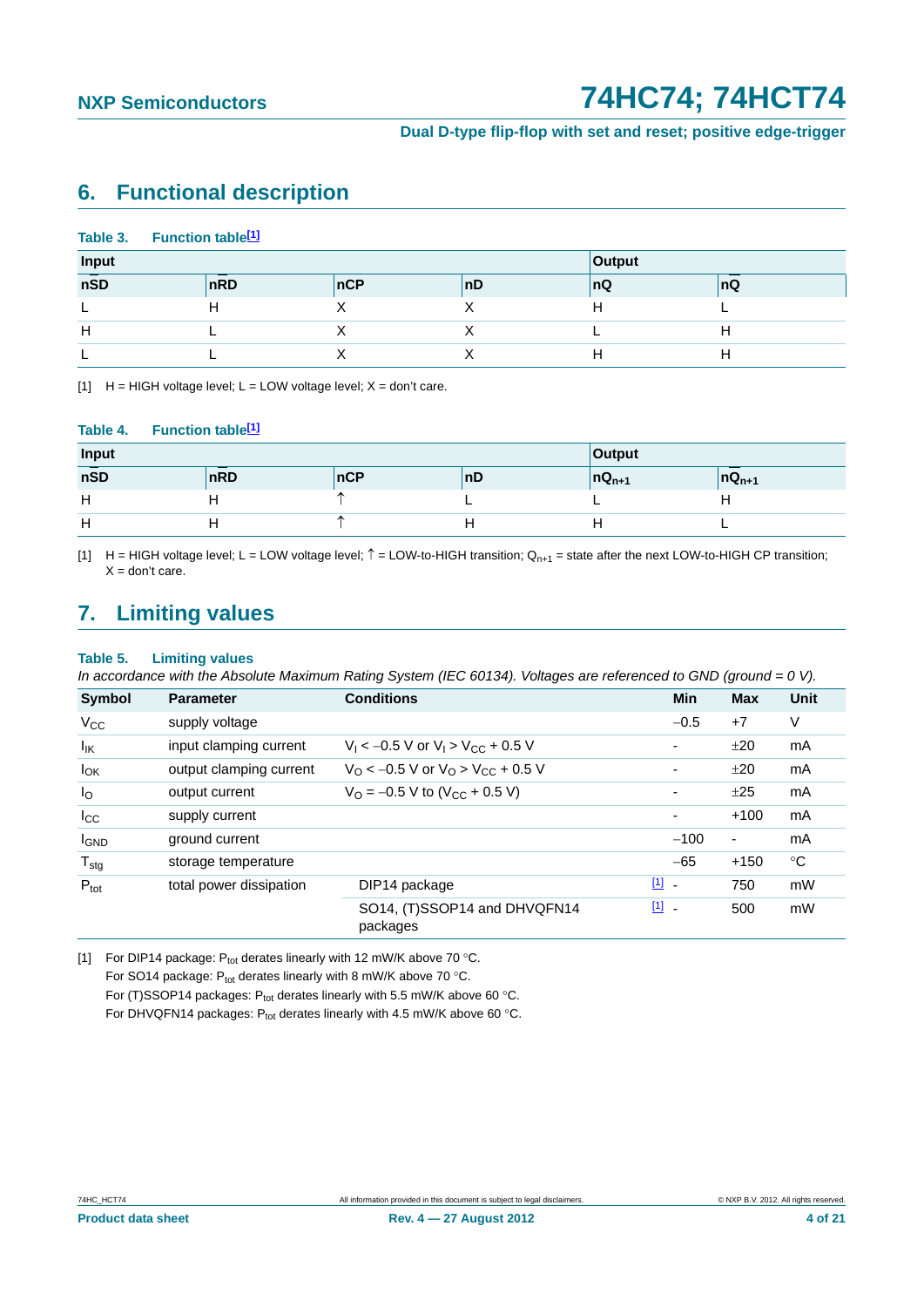## 6. Functional description

**Table 3. Function table[1]**

| Input | | | | Output | |
|---|---|---|---|---|---|
| $n\overline{SD}$ | $n\overline{RD}$ | nCP | nD | nQ | $n\overline{Q}$ |
| L | H | X | X | H | L |
| H | L | X | X | L | H |
| L | L | X | X | H | H |

[1] H = HIGH voltage level; L = LOW voltage level; X = don't care.

**Table 4. Function table[1]**

| Input | | | | Output | |
|---|---|---|---|---|---|
| $n\overline{SD}$ | $n\overline{RD}$ | nCP | nD | $nQ_{n+1}$ | $n\overline{Q}_{n+1}$ |
| H | H | ↑ | L | L | H |
| H | H | ↑ | H | H | L |

[1] H = HIGH voltage level; L = LOW voltage level; ↑ = LOW-to-HIGH transition; $Q_{n+1}$ = state after the next LOW-to-HIGH CP transition; X = don't care.

## 7. Limiting values

**Table 5. Limiting values**

*In accordance with the Absolute Maximum Rating System (IEC 60134). Voltages are referenced to GND (ground = 0 V).*

| Symbol | Parameter | Conditions | Min | Max | Unit |
|---|---|---|---|---|---|
| $V_{CC}$ | supply voltage | | −0.5 | +7 | V |
| $I_{IK}$ | input clamping current | $V_I < -0.5$ V or $V_I > V_{CC} + 0.5$ V | - | ±20 | mA |
| $I_{OK}$ | output clamping current | $V_O < -0.5$ V or $V_O > V_{CC} + 0.5$ V | - | ±20 | mA |
| $I_O$ | output current | $V_O = -0.5$ V to ($V_{CC} + 0.5$ V) | - | ±25 | mA |
| $I_{CC}$ | supply current | | - | +100 | mA |
| $I_{GND}$ | ground current | | −100 | - | mA |
| $T_{stg}$ | storage temperature | | −65 | +150 | °C |
| $P_{tot}$ | total power dissipation | DIP14 package [1] | - | 750 | mW |
| | | SO14, (T)SSOP14 and DHVQFN14 packages [1] | - | 500 | mW |

[1] For DIP14 package: $P_{tot}$ derates linearly with 12 mW/K above 70 °C.
For SO14 package: $P_{tot}$ derates linearly with 8 mW/K above 70 °C.
For (T)SSOP14 packages: $P_{tot}$ derates linearly with 5.5 mW/K above 60 °C.
For DHVQFN14 packages: $P_{tot}$ derates linearly with 4.5 mW/K above 60 °C.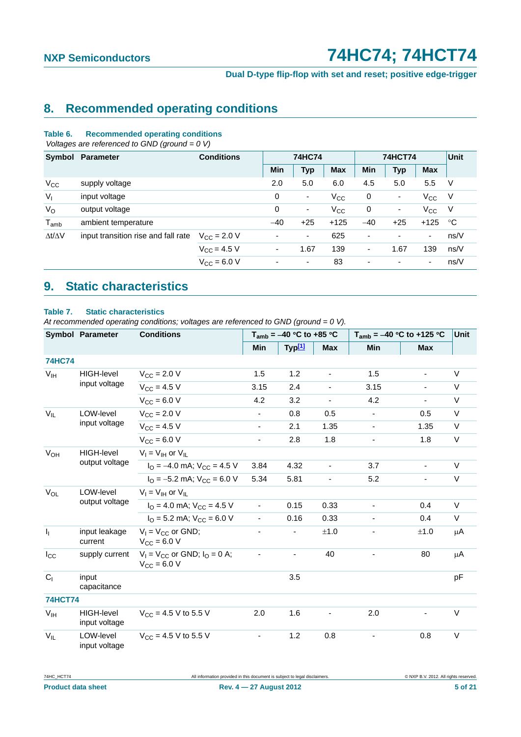## 8. Recommended operating conditions

**Table 6. Recommended operating conditions**

*Voltages are referenced to GND (ground = 0 V)*

| Symbol | Parameter | Conditions | 74HC74 | | | 74HCT74 | | | Unit |
|---|---|---|---|---|---|---|---|---|---|
| | | | Min | Typ | Max | Min | Typ | Max | |
| $V_{CC}$ | supply voltage | | 2.0 | 5.0 | 6.0 | 4.5 | 5.0 | 5.5 | V |
| $V_I$ | input voltage | | 0 | - | $V_{CC}$ | 0 | - | $V_{CC}$ | V |
| $V_O$ | output voltage | | 0 | - | $V_{CC}$ | 0 | - | $V_{CC}$ | V |
| $T_{amb}$ | ambient temperature | | −40 | +25 | +125 | −40 | +25 | +125 | °C |
| $\Delta t/\Delta V$ | input transition rise and fall rate | $V_{CC}$ = 2.0 V | - | - | 625 | - | - | - | ns/V |
| | | $V_{CC}$ = 4.5 V | - | 1.67 | 139 | - | 1.67 | 139 | ns/V |
| | | $V_{CC}$ = 6.0 V | - | - | 83 | - | - | - | ns/V |

## 9. Static characteristics

**Table 7. Static characteristics**

*At recommended operating conditions; voltages are referenced to GND (ground = 0 V).*

| Symbol | Parameter | Conditions | $T_{amb}$ = −40 °C to +85 °C | | | $T_{amb}$ = −40 °C to +125 °C | | Unit |
|---|---|---|---|---|---|---|---|---|
| | | | Min | Typ[1] | Max | Min | Max | |
| **74HC74** | | | | | | | | |
| $V_{IH}$ | HIGH-level input voltage | $V_{CC}$ = 2.0 V | 1.5 | 1.2 | - | 1.5 | - | V |
| | | $V_{CC}$ = 4.5 V | 3.15 | 2.4 | - | 3.15 | - | V |
| | | $V_{CC}$ = 6.0 V | 4.2 | 3.2 | - | 4.2 | - | V |
| $V_{IL}$ | LOW-level input voltage | $V_{CC}$ = 2.0 V | - | 0.8 | 0.5 | - | 0.5 | V |
| | | $V_{CC}$ = 4.5 V | - | 2.1 | 1.35 | - | 1.35 | V |
| | | $V_{CC}$ = 6.0 V | - | 2.8 | 1.8 | - | 1.8 | V |
| $V_{OH}$ | HIGH-level output voltage | $V_I$ = $V_{IH}$ or $V_{IL}$ | | | | | | |
| | | $I_O$ = −4.0 mA; $V_{CC}$ = 4.5 V | 3.84 | 4.32 | - | 3.7 | - | V |
| | | $I_O$ = −5.2 mA; $V_{CC}$ = 6.0 V | 5.34 | 5.81 | - | 5.2 | - | V |
| $V_{OL}$ | LOW-level output voltage | $V_I$ = $V_{IH}$ or $V_{IL}$ | | | | | | |
| | | $I_O$ = 4.0 mA; $V_{CC}$ = 4.5 V | - | 0.15 | 0.33 | - | 0.4 | V |
| | | $I_O$ = 5.2 mA; $V_{CC}$ = 6.0 V | - | 0.16 | 0.33 | - | 0.4 | V |
| $I_I$ | input leakage current | $V_I$ = $V_{CC}$ or GND; $V_{CC}$ = 6.0 V | - | - | ±1.0 | - | ±1.0 | μA |
| $I_{CC}$ | supply current | $V_I$ = $V_{CC}$ or GND; $I_O$ = 0 A; $V_{CC}$ = 6.0 V | - | - | 40 | - | 80 | μA |
| $C_I$ | input capacitance | | | 3.5 | | | | pF |
| **74HCT74** | | | | | | | | |
| $V_{IH}$ | HIGH-level input voltage | $V_{CC}$ = 4.5 V to 5.5 V | 2.0 | 1.6 | - | 2.0 | - | V |
| $V_{IL}$ | LOW-level input voltage | $V_{CC}$ = 4.5 V to 5.5 V | - | 1.2 | 0.8 | - | 0.8 | V |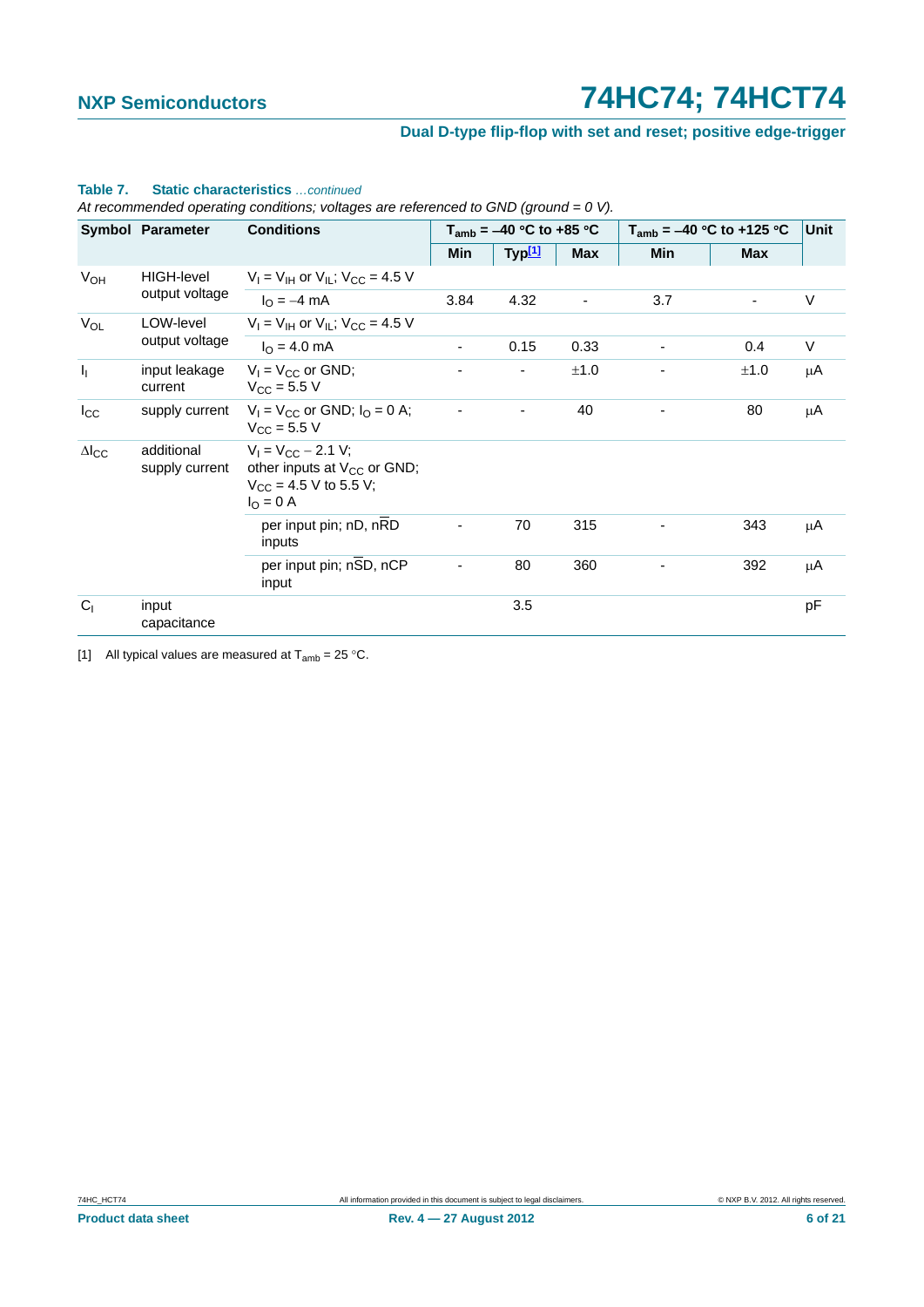**Table 7. Static characteristics** *...continued*

*At recommended operating conditions; voltages are referenced to GND (ground = 0 V).*

| Symbol | Parameter | Conditions | $T_{amb}$ = –40 °C to +85 °C | | | $T_{amb}$ = –40 °C to +125 °C | | Unit |
|---|---|---|---|---|---|---|---|---|
| | | | Min | Typ[1] | Max | Min | Max | |
| $V_{OH}$ | HIGH-level output voltage | $V_I = V_{IH}$ or $V_{IL}$; $V_{CC}$ = 4.5 V | | | | | | |
| | | $I_O$ = –4 mA | 3.84 | 4.32 | - | 3.7 | - | V |
| $V_{OL}$ | LOW-level output voltage | $V_I = V_{IH}$ or $V_{IL}$; $V_{CC}$ = 4.5 V | | | | | | |
| | | $I_O$ = 4.0 mA | - | 0.15 | 0.33 | - | 0.4 | V |
| $I_I$ | input leakage current | $V_I = V_{CC}$ or GND; $V_{CC}$ = 5.5 V | - | - | ±1.0 | - | ±1.0 | μA |
| $I_{CC}$ | supply current | $V_I = V_{CC}$ or GND; $I_O$ = 0 A; $V_{CC}$ = 5.5 V | - | - | 40 | - | 80 | μA |
| $\Delta I_{CC}$ | additional supply current | $V_I = V_{CC} - 2.1$ V; other inputs at $V_{CC}$ or GND; $V_{CC}$ = 4.5 V to 5.5 V; $I_O$ = 0 A | | | | | | |
| | | per input pin; nD, $n\overline{RD}$ inputs | - | 70 | 315 | - | 343 | μA |
| | | per input pin; $n\overline{SD}$, nCP input | - | 80 | 360 | - | 392 | μA |
| $C_I$ | input capacitance | | | 3.5 | | | | pF |

[1] All typical values are measured at $T_{amb}$ = 25 °C.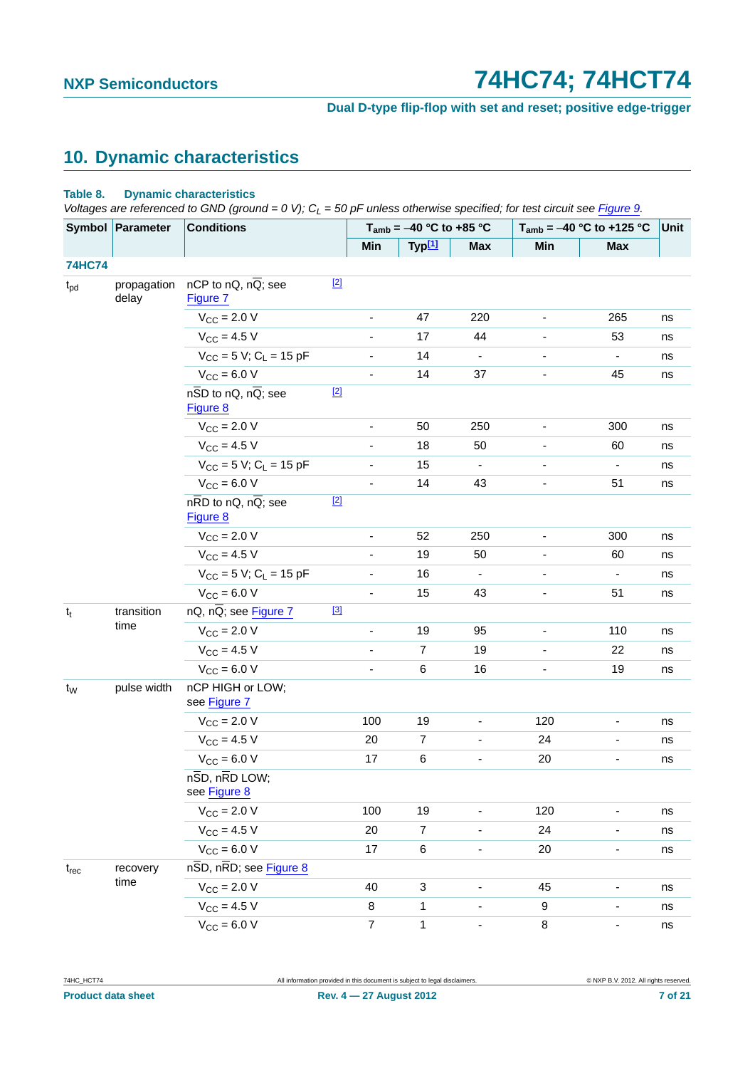## 10. Dynamic characteristics

**Table 8. Dynamic characteristics**

*Voltages are referenced to GND (ground = 0 V); $C_L$ = 50 pF unless otherwise specified; for test circuit see Figure 9.*

| Symbol | Parameter | Conditions | | $T_{amb}$ = –40 °C to +85 °C | | | $T_{amb}$ = –40 °C to +125 °C | | Unit |
|---|---|---|---|---|---|---|---|---|---|
| | | | | Min | Typ[1] | Max | Min | Max | |
| **74HC74** | | | | | | | | | |
| $t_{pd}$ | propagation delay | nCP to nQ, n$\overline{Q}$; see Figure 7 | [2] | | | | | | |
| | | $V_{CC}$ = 2.0 V | | - | 47 | 220 | - | 265 | ns |
| | | $V_{CC}$ = 4.5 V | | - | 17 | 44 | - | 53 | ns |
| | | $V_{CC}$ = 5 V; $C_L$ = 15 pF | | - | 14 | - | - | - | ns |
| | | $V_{CC}$ = 6.0 V | | - | 14 | 37 | - | 45 | ns |
| | | n$\overline{SD}$ to nQ, n$\overline{Q}$; see Figure 8 | [2] | | | | | | |
| | | $V_{CC}$ = 2.0 V | | - | 50 | 250 | - | 300 | ns |
| | | $V_{CC}$ = 4.5 V | | - | 18 | 50 | - | 60 | ns |
| | | $V_{CC}$ = 5 V; $C_L$ = 15 pF | | - | 15 | - | - | - | ns |
| | | $V_{CC}$ = 6.0 V | | - | 14 | 43 | - | 51 | ns |
| | | n$\overline{RD}$ to nQ, n$\overline{Q}$; see Figure 8 | [2] | | | | | | |
| | | $V_{CC}$ = 2.0 V | | - | 52 | 250 | - | 300 | ns |
| | | $V_{CC}$ = 4.5 V | | - | 19 | 50 | - | 60 | ns |
| | | $V_{CC}$ = 5 V; $C_L$ = 15 pF | | - | 16 | - | - | - | ns |
| | | $V_{CC}$ = 6.0 V | | - | 15 | 43 | - | 51 | ns |
| $t_t$ | transition time | nQ, n$\overline{Q}$; see Figure 7 | [3] | | | | | | |
| | | $V_{CC}$ = 2.0 V | | - | 19 | 95 | - | 110 | ns |
| | | $V_{CC}$ = 4.5 V | | - | 7 | 19 | - | 22 | ns |
| | | $V_{CC}$ = 6.0 V | | - | 6 | 16 | - | 19 | ns |
| $t_W$ | pulse width | nCP HIGH or LOW; see Figure 7 | | | | | | | |
| | | $V_{CC}$ = 2.0 V | | 100 | 19 | - | 120 | - | ns |
| | | $V_{CC}$ = 4.5 V | | 20 | 7 | - | 24 | - | ns |
| | | $V_{CC}$ = 6.0 V | | 17 | 6 | - | 20 | - | ns |
| | | n$\overline{SD}$, n$\overline{RD}$ LOW; see Figure 8 | | | | | | | |
| | | $V_{CC}$ = 2.0 V | | 100 | 19 | - | 120 | - | ns |
| | | $V_{CC}$ = 4.5 V | | 20 | 7 | - | 24 | - | ns |
| | | $V_{CC}$ = 6.0 V | | 17 | 6 | - | 20 | - | ns |
| $t_{rec}$ | recovery time | n$\overline{SD}$, n$\overline{RD}$; see Figure 8 | | | | | | | |
| | | $V_{CC}$ = 2.0 V | | 40 | 3 | - | 45 | - | ns |
| | | $V_{CC}$ = 4.5 V | | 8 | 1 | - | 9 | - | ns |
| | | $V_{CC}$ = 6.0 V | | 7 | 1 | - | 8 | - | ns |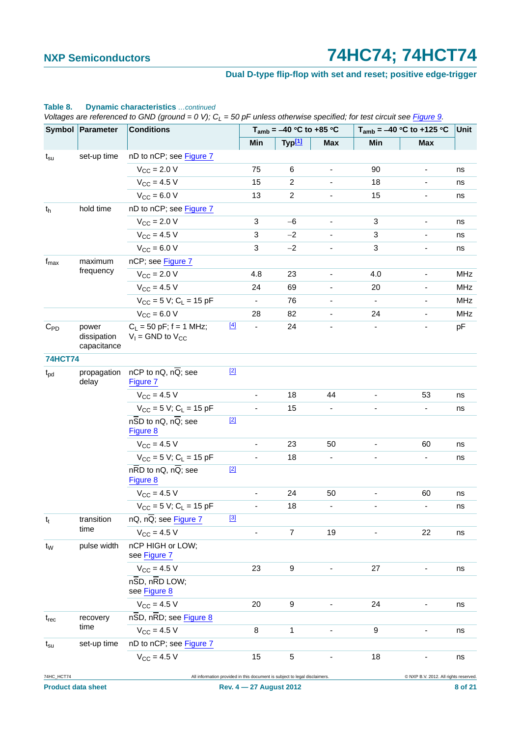**Table 8. Dynamic characteristics** *...continued*

*Voltages are referenced to GND (ground = 0 V); $C_L$ = 50 pF unless otherwise specified; for test circuit see Figure 9.*

| Symbol | Parameter | Conditions | | $T_{amb}$ = –40 °C to +85 °C | | | $T_{amb}$ = –40 °C to +125 °C | | Unit |
|---|---|---|---|---|---|---|---|---|---|
| | | | | Min | Typ[1] | Max | Min | Max | |
| $t_{su}$ | set-up time | nD to nCP; see Figure 7 | | | | | | | |
| | | $V_{CC}$ = 2.0 V | | 75 | 6 | - | 90 | - | ns |
| | | $V_{CC}$ = 4.5 V | | 15 | 2 | - | 18 | - | ns |
| | | $V_{CC}$ = 6.0 V | | 13 | 2 | - | 15 | - | ns |
| $t_h$ | hold time | nD to nCP; see Figure 7 | | | | | | | |
| | | $V_{CC}$ = 2.0 V | | 3 | −6 | - | 3 | - | ns |
| | | $V_{CC}$ = 4.5 V | | 3 | −2 | - | 3 | - | ns |
| | | $V_{CC}$ = 6.0 V | | 3 | −2 | - | 3 | - | ns |
| $f_{max}$ | maximum frequency | nCP; see Figure 7 | | | | | | | |
| | | $V_{CC}$ = 2.0 V | | 4.8 | 23 | - | 4.0 | - | MHz |
| | | $V_{CC}$ = 4.5 V | | 24 | 69 | - | 20 | - | MHz |
| | | $V_{CC}$ = 5 V; $C_L$ = 15 pF | | - | 76 | - | - | - | MHz |
| | | $V_{CC}$ = 6.0 V | | 28 | 82 | - | 24 | - | MHz |
| $C_{PD}$ | power dissipation capacitance | $C_L$ = 50 pF; f = 1 MHz; $V_I$ = GND to $V_{CC}$ | [4] | - | 24 | - | - | - | pF |
| **74HCT74** | | | | | | | | | |
| $t_{pd}$ | propagation delay | nCP to nQ, n$\overline{Q}$; see Figure 7 | [2] | | | | | | |
| | | $V_{CC}$ = 4.5 V | | - | 18 | 44 | - | 53 | ns |
| | | $V_{CC}$ = 5 V; $C_L$ = 15 pF | | - | 15 | - | - | - | ns |
| | | n$\overline{SD}$ to nQ, n$\overline{Q}$; see Figure 8 | [2] | | | | | | |
| | | $V_{CC}$ = 4.5 V | | - | 23 | 50 | - | 60 | ns |
| | | $V_{CC}$ = 5 V; $C_L$ = 15 pF | | - | 18 | - | - | - | ns |
| | | n$\overline{RD}$ to nQ, n$\overline{Q}$; see Figure 8 | [2] | | | | | | |
| | | $V_{CC}$ = 4.5 V | | - | 24 | 50 | - | 60 | ns |
| | | $V_{CC}$ = 5 V; $C_L$ = 15 pF | | - | 18 | - | - | - | ns |
| $t_t$ | transition time | nQ, n$\overline{Q}$; see Figure 7 | [3] | | | | | | |
| | | $V_{CC}$ = 4.5 V | | - | 7 | 19 | - | 22 | ns |
| $t_W$ | pulse width | nCP HIGH or LOW; see Figure 7 | | | | | | | |
| | | $V_{CC}$ = 4.5 V | | 23 | 9 | - | 27 | - | ns |
| | | n$\overline{SD}$, n$\overline{RD}$ LOW; see Figure 8 | | | | | | | |
| | | $V_{CC}$ = 4.5 V | | 20 | 9 | - | 24 | - | ns |
| $t_{rec}$ | recovery time | n$\overline{SD}$, n$\overline{RD}$; see Figure 8 | | | | | | | |
| | | $V_{CC}$ = 4.5 V | | 8 | 1 | - | 9 | - | ns |
| $t_{su}$ | set-up time | nD to nCP; see Figure 7 | | | | | | | |
| | | $V_{CC}$ = 4.5 V | | 15 | 5 | - | 18 | - | ns |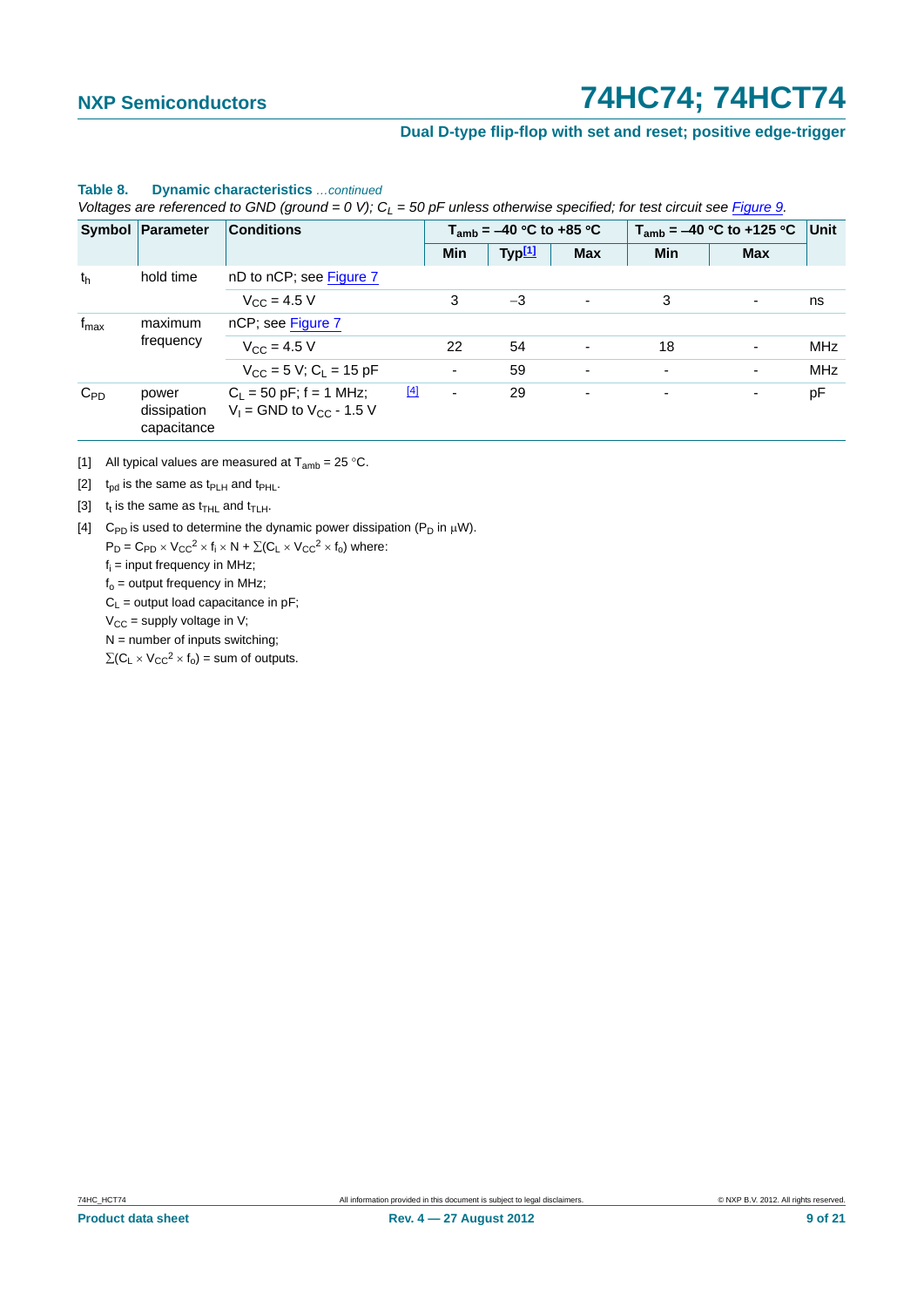**Table 8. Dynamic characteristics** *...continued*

*Voltages are referenced to GND (ground = 0 V); $C_L$ = 50 pF unless otherwise specified; for test circuit see Figure 9.*

| Symbol | Parameter | Conditions | | $T_{amb}$ = –40 °C to +85 °C | | | $T_{amb}$ = –40 °C to +125 °C | | Unit |
|---|---|---|---|---|---|---|---|---|---|
| | | | | Min | Typ[1] | Max | Min | Max | |
| $t_h$ | hold time | nD to nCP; see Figure 7 | | | | | | | |
| | | $V_{CC}$ = 4.5 V | | 3 | −3 | - | 3 | - | ns |
| $f_{max}$ | maximum frequency | nCP; see Figure 7 | | | | | | | |
| | | $V_{CC}$ = 4.5 V | | 22 | 54 | - | 18 | - | MHz |
| | | $V_{CC}$ = 5 V; $C_L$ = 15 pF | | - | 59 | - | - | - | MHz |
| $C_{PD}$ | power dissipation capacitance | $C_L$ = 50 pF; f = 1 MHz; $V_I$ = GND to $V_{CC}$ - 1.5 V | [4] | - | 29 | - | - | - | pF |

[1] All typical values are measured at $T_{amb}$ = 25 °C.

[2] $t_{pd}$ is the same as $t_{PLH}$ and $t_{PHL}$.

[3] $t_t$ is the same as $t_{THL}$ and $t_{TLH}$.

[4] $C_{PD}$ is used to determine the dynamic power dissipation ($P_D$ in μW).

$P_D = C_{PD} \times V_{CC}^2 \times f_i \times N + \sum(C_L \times V_{CC}^2 \times f_o)$ where:

$f_i$ = input frequency in MHz;

$f_o$ = output frequency in MHz;

$C_L$ = output load capacitance in pF;

$V_{CC}$ = supply voltage in V;

N = number of inputs switching;

$\sum(C_L \times V_{CC}^2 \times f_o)$ = sum of outputs.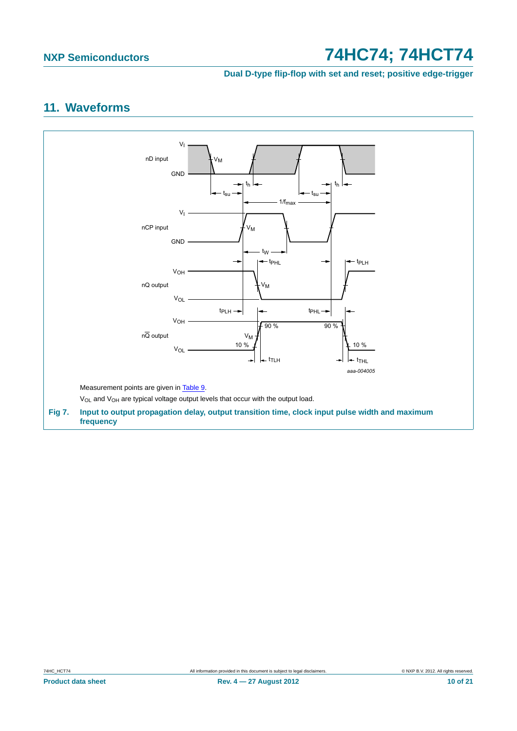## 11. Waveforms

Measurement points are given in Table 9.

$V_{OL}$ and $V_{OH}$ are typical voltage output levels that occur with the output load.

**Fig 7. Input to output propagation delay, output transition time, clock input pulse width and maximum frequency**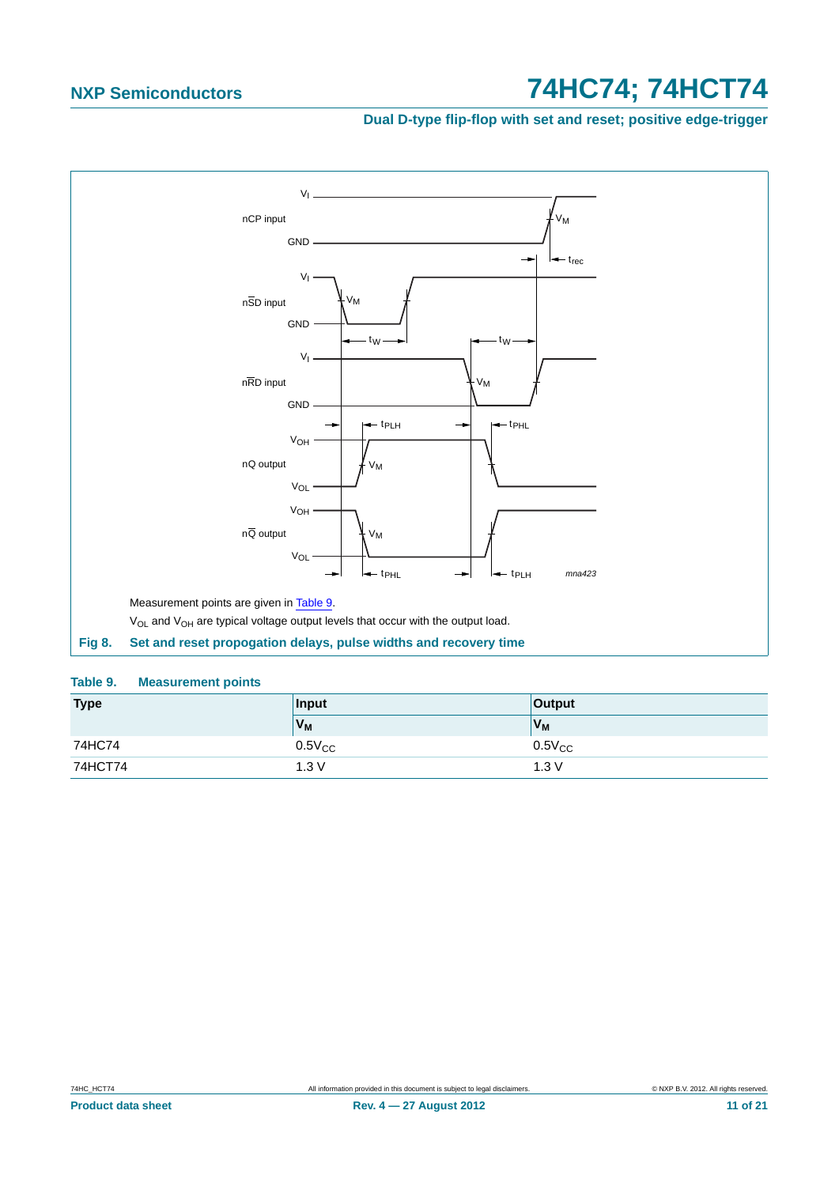Measurement points are given in Table 9.

$V_{OL}$ and $V_{OH}$ are typical voltage output levels that occur with the output load.

**Fig 8. Set and reset propogation delays, pulse widths and recovery time**

**Table 9. Measurement points**

| Type | Input | Output |
|---|---|---|
| | $V_M$ | $V_M$ |
| 74HC74 | $0.5V_{CC}$ | $0.5V_{CC}$ |
| 74HCT74 | 1.3 V | 1.3 V |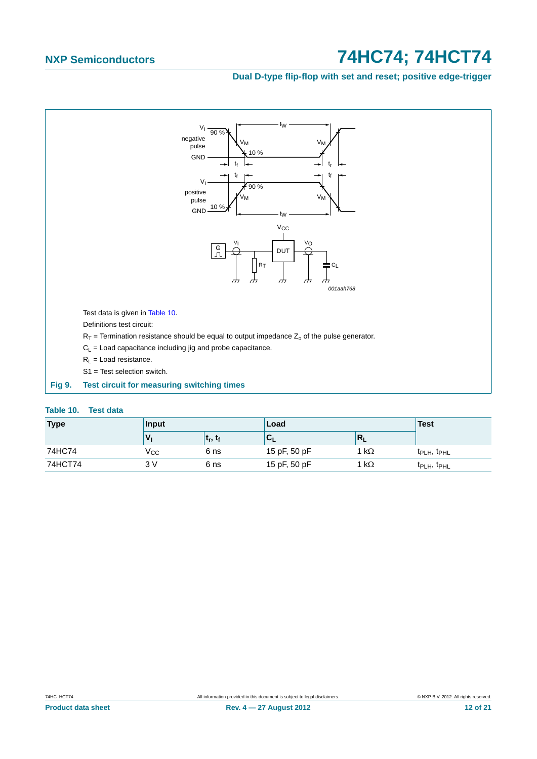Test data is given in Table 10.

Definitions test circuit:

$R_T$ = Termination resistance should be equal to output impedance $Z_o$ of the pulse generator.

$C_L$ = Load capacitance including jig and probe capacitance.

$R_L$ = Load resistance.

S1 = Test selection switch.

**Fig 9. Test circuit for measuring switching times**

**Table 10. Test data**

| Type | Input | | Load | | Test |
|---|---|---|---|---|---|
| | $V_I$ | $t_r$, $t_f$ | $C_L$ | $R_L$ | |
| 74HC74 | $V_{CC}$ | 6 ns | 15 pF, 50 pF | 1 kΩ | $t_{PLH}$, $t_{PHL}$ |
| 74HCT74 | 3 V | 6 ns | 15 pF, 50 pF | 1 kΩ | $t_{PLH}$, $t_{PHL}$ |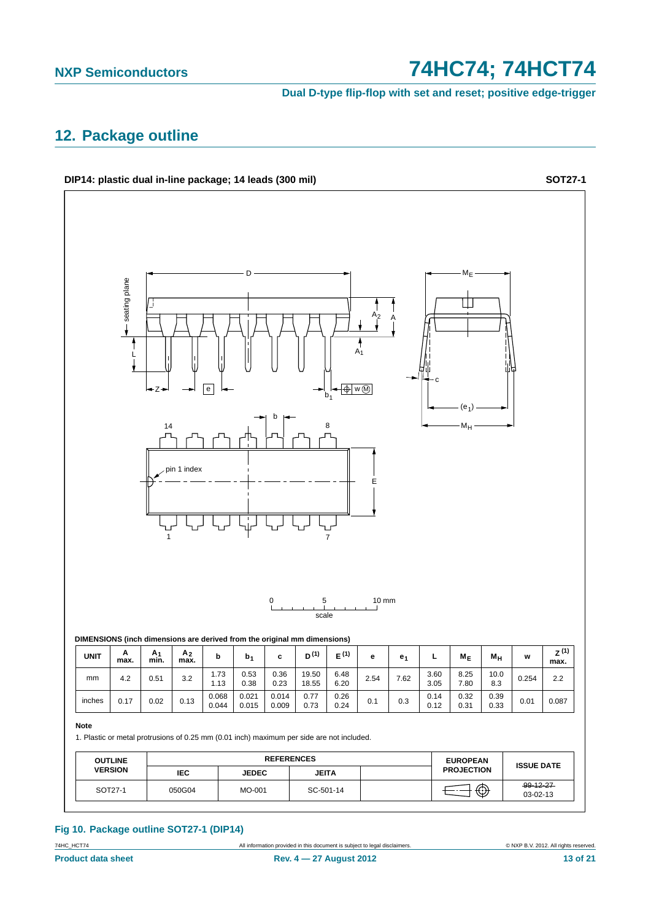## 12. Package outline

**DIP14: plastic dual in-line package; 14 leads (300 mil)** **SOT27-1**

**DIMENSIONS (inch dimensions are derived from the original mm dimensions)**

| UNIT | A max. | $A_1$ min. | $A_2$ max. | b | $b_1$ | c | $D^{(1)}$ | $E^{(1)}$ | e | $e_1$ | L | $M_E$ | $M_H$ | w | $Z^{(1)}$ max. |
|---|---|---|---|---|---|---|---|---|---|---|---|---|---|---|---|
| mm | 4.2 | 0.51 | 3.2 | 1.73<br>1.13 | 0.53<br>0.38 | 0.36<br>0.23 | 19.50<br>18.55 | 6.48<br>6.20 | 2.54 | 7.62 | 3.60<br>3.05 | 8.25<br>7.80 | 10.0<br>8.3 | 0.254 | 2.2 |
| inches | 0.17 | 0.02 | 0.13 | 0.068<br>0.044 | 0.021<br>0.015 | 0.014<br>0.009 | 0.77<br>0.73 | 0.26<br>0.24 | 0.1 | 0.3 | 0.14<br>0.12 | 0.32<br>0.31 | 0.39<br>0.33 | 0.01 | 0.087 |

**Note**

1. Plastic or metal protrusions of 0.25 mm (0.01 inch) maximum per side are not included.

| OUTLINE VERSION | REFERENCES | | | | EUROPEAN PROJECTION | ISSUE DATE |
|---|---|---|---|---|---|---|
| | IEC | JEDEC | JEITA | | | |
| SOT27-1 | 050G04 | MO-001 | SC-501-14 | | | ~~99-12-27~~<br>03-02-13 |

**Fig 10. Package outline SOT27-1 (DIP14)**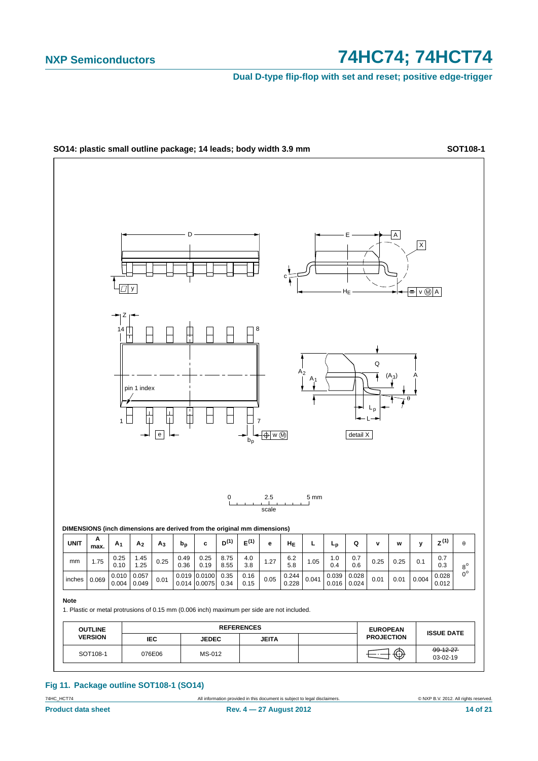**SO14: plastic small outline package; 14 leads; body width 3.9 mm** **SOT108-1**

**DIMENSIONS (inch dimensions are derived from the original mm dimensions)**

| UNIT | A max. | $A_1$ | $A_2$ | $A_3$ | $b_p$ | c | $D^{(1)}$ | $E^{(1)}$ | e | $H_E$ | L | $L_p$ | Q | v | w | y | $Z^{(1)}$ | θ |
|---|---|---|---|---|---|---|---|---|---|---|---|---|---|---|---|---|---|---|
| mm | 1.75 | 0.25<br>0.10 | 1.45<br>1.25 | 0.25 | 0.49<br>0.36 | 0.25<br>0.19 | 8.75<br>8.55 | 4.0<br>3.8 | 1.27 | 6.2<br>5.8 | 1.05 | 1.0<br>0.4 | 0.7<br>0.6 | 0.25 | 0.25 | 0.1 | 0.7<br>0.3 | 8°<br>0° |
| inches | 0.069 | 0.010<br>0.004 | 0.057<br>0.049 | 0.01 | 0.019<br>0.014 | 0.0100<br>0.0075 | 0.35<br>0.34 | 0.16<br>0.15 | 0.05 | 0.244<br>0.228 | 0.041 | 0.039<br>0.016 | 0.028<br>0.024 | 0.01 | 0.01 | 0.004 | 0.028<br>0.012 | |

**Note**

1. Plastic or metal protrusions of 0.15 mm (0.006 inch) maximum per side are not included.

| OUTLINE VERSION | REFERENCES | | | | EUROPEAN PROJECTION | ISSUE DATE |
|---|---|---|---|---|---|---|
| | IEC | JEDEC | JEITA | | | |
| SOT108-1 | 076E06 | MS-012 | | | | ~~99-12-27~~<br>03-02-19 |

**Fig 11. Package outline SOT108-1 (SO14)**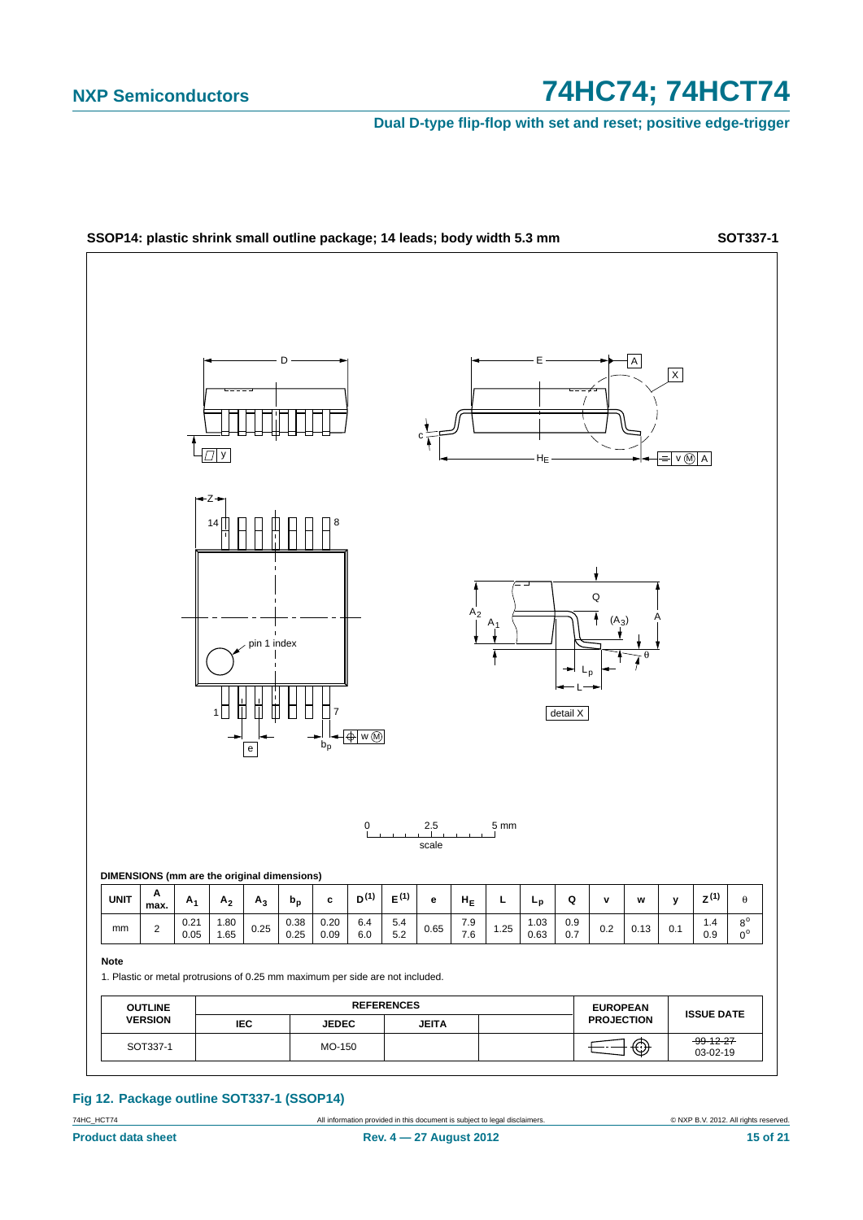**SSOP14: plastic shrink small outline package; 14 leads; body width 5.3 mm** **SOT337-1**

**DIMENSIONS (mm are the original dimensions)**

| UNIT | A max. | $A_1$ | $A_2$ | $A_3$ | $b_p$ | c | D (1) | E (1) | e | $H_E$ | L | $L_p$ | Q | v | w | y | Z (1) | θ |
|---|---|---|---|---|---|---|---|---|---|---|---|---|---|---|---|---|---|---|
| mm | 2 | 0.21<br>0.05 | 1.80<br>1.65 | 0.25 | 0.38<br>0.25 | 0.20<br>0.09 | 6.4<br>6.0 | 5.4<br>5.2 | 0.65 | 7.9<br>7.6 | 1.25 | 1.03<br>0.63 | 0.9<br>0.7 | 0.2 | 0.13 | 0.1 | 1.4<br>0.9 | 8°<br>0° |

**Note**

1. Plastic or metal protrusions of 0.25 mm maximum per side are not included.

| OUTLINE VERSION | REFERENCES | | | | EUROPEAN PROJECTION | ISSUE DATE |
|---|---|---|---|---|---|---|
| | IEC | JEDEC | JEITA | | | |
| SOT337-1 | | MO-150 | | | | ~~99-12-27~~<br>03-02-19 |

**Fig 12. Package outline SOT337-1 (SSOP14)**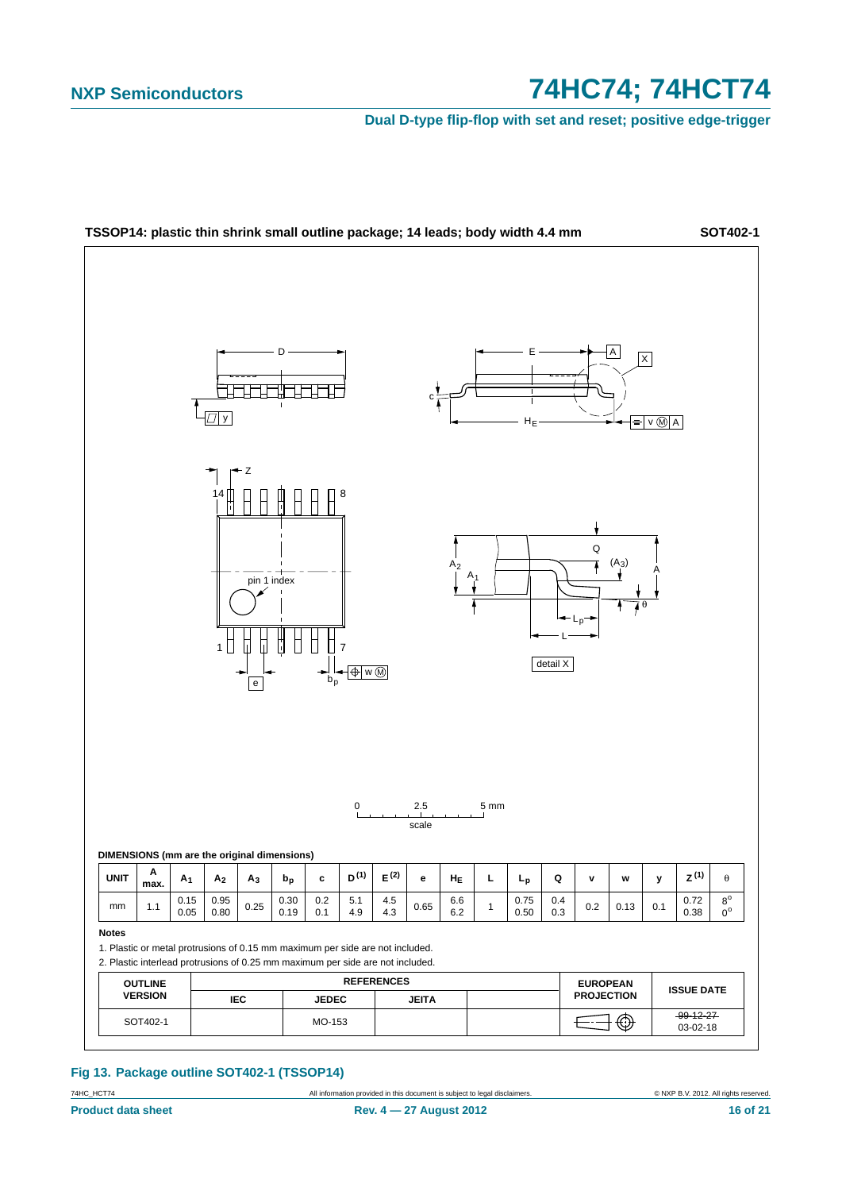**TSSOP14: plastic thin shrink small outline package; 14 leads; body width 4.4 mm** **SOT402-1**

**DIMENSIONS (mm are the original dimensions)**

| UNIT | A max. | $A_1$ | $A_2$ | $A_3$ | $b_p$ | c | $D^{(1)}$ | $E^{(2)}$ | e | $H_E$ | L | $L_p$ | Q | v | w | y | $Z^{(1)}$ | θ |
|---|---|---|---|---|---|---|---|---|---|---|---|---|---|---|---|---|---|---|
| mm | 1.1 | 0.15<br>0.05 | 0.95<br>0.80 | 0.25 | 0.30<br>0.19 | 0.2<br>0.1 | 5.1<br>4.9 | 4.5<br>4.3 | 0.65 | 6.6<br>6.2 | 1 | 0.75<br>0.50 | 0.4<br>0.3 | 0.2 | 0.13 | 0.1 | 0.72<br>0.38 | 8°<br>0° |

**Notes**

1. Plastic or metal protrusions of 0.15 mm maximum per side are not included.
2. Plastic interlead protrusions of 0.25 mm maximum per side are not included.

| OUTLINE VERSION | REFERENCES | | | | EUROPEAN PROJECTION | ISSUE DATE |
|---|---|---|---|---|---|---|
| | IEC | JEDEC | JEITA | | | |
| SOT402-1 | | MO-153 | | | | ~~99-12-27~~<br>03-02-18 |

**Fig 13. Package outline SOT402-1 (TSSOP14)**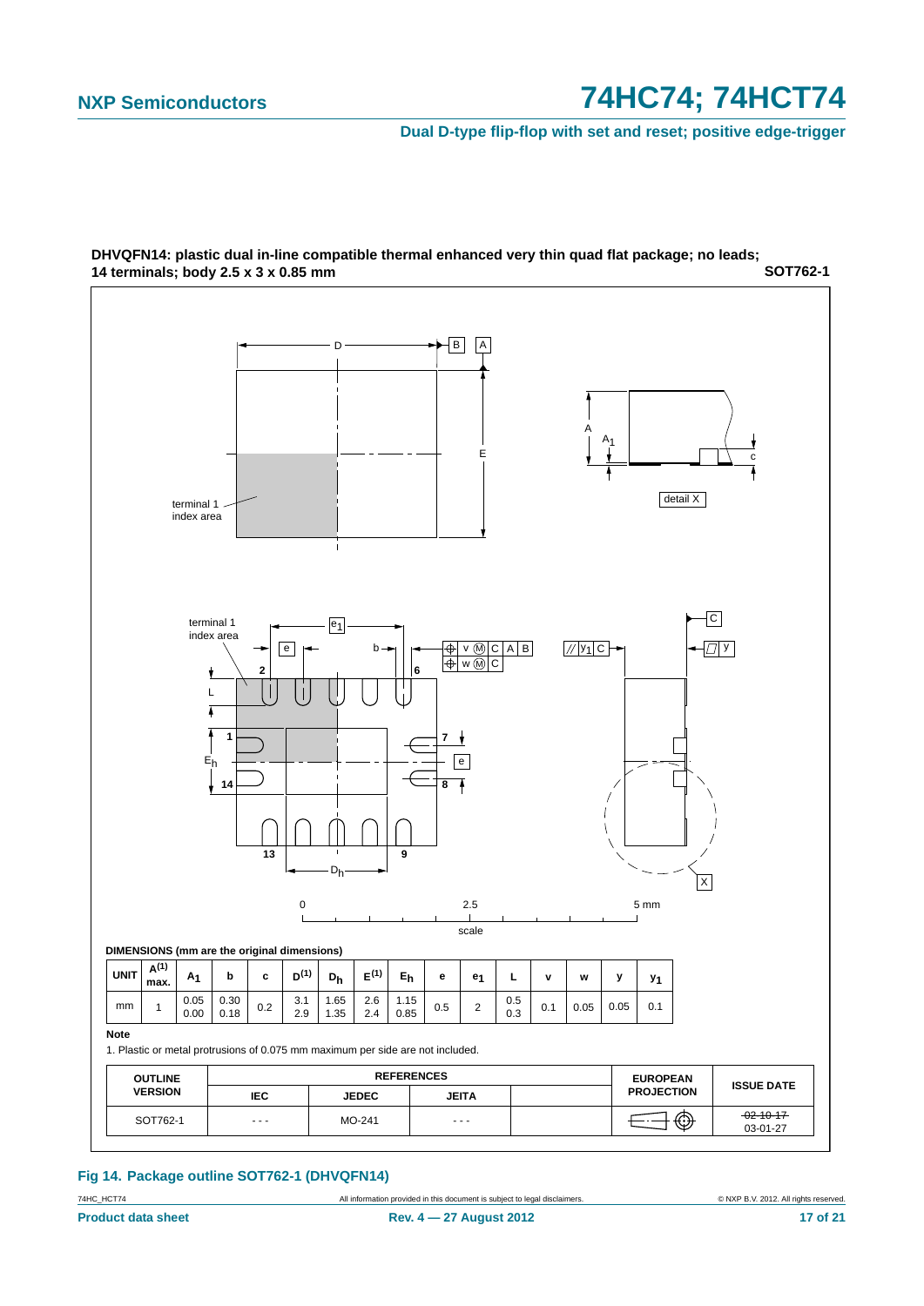**DHVQFN14: plastic dual in-line compatible thermal enhanced very thin quad flat package; no leads; 14 terminals; body 2.5 x 3 x 0.85 mm** **SOT762-1**

**DIMENSIONS (mm are the original dimensions)**

| UNIT | $A^{(1)}$ max. | $A_1$ | b | c | $D^{(1)}$ | $D_h$ | $E^{(1)}$ | $E_h$ | e | $e_1$ | L | v | w | y | $y_1$ |
|---|---|---|---|---|---|---|---|---|---|---|---|---|---|---|---|
| mm | 1 | 0.05<br>0.00 | 0.30<br>0.18 | 0.2 | 3.1<br>2.9 | 1.65<br>1.35 | 2.6<br>2.4 | 1.15<br>0.85 | 0.5 | 2 | 0.5<br>0.3 | 0.1 | 0.05 | 0.05 | 0.1 |

**Note**

1. Plastic or metal protrusions of 0.075 mm maximum per side are not included.

| OUTLINE VERSION | REFERENCES | | | | EUROPEAN PROJECTION | ISSUE DATE |
|---|---|---|---|---|---|---|
| | IEC | JEDEC | JEITA | | | |
| SOT762-1 | - - - | MO-241 | - - - | | | ~~02-10-17~~<br>03-01-27 |

**Fig 14. Package outline SOT762-1 (DHVQFN14)**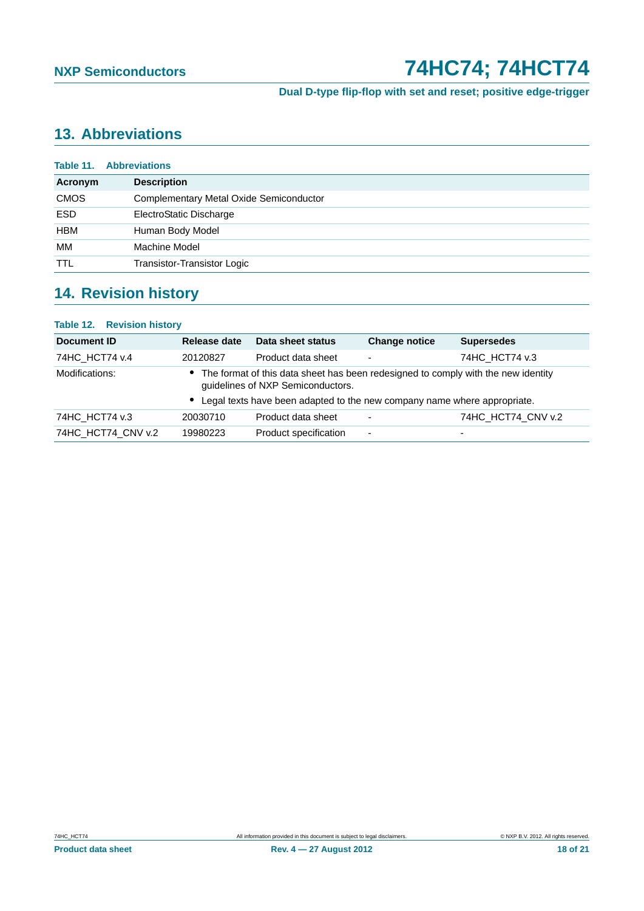## 13. Abbreviations

**Table 11. Abbreviations**

| Acronym | Description |
|---|---|
| CMOS | Complementary Metal Oxide Semiconductor |
| ESD | ElectroStatic Discharge |
| HBM | Human Body Model |
| MM | Machine Model |
| TTL | Transistor-Transistor Logic |

## 14. Revision history

**Table 12. Revision history**

| Document ID | Release date | Data sheet status | Change notice | Supersedes |
|---|---|---|---|---|
| 74HC_HCT74 v.4 | 20120827 | Product data sheet | - | 74HC_HCT74 v.3 |
| Modifications: | • The format of this data sheet has been redesigned to comply with the new identity guidelines of NXP Semiconductors. • Legal texts have been adapted to the new company name where appropriate. | | | |
| 74HC_HCT74 v.3 | 20030710 | Product data sheet | - | 74HC_HCT74_CNV v.2 |
| 74HC_HCT74_CNV v.2 | 19980223 | Product specification | - | - |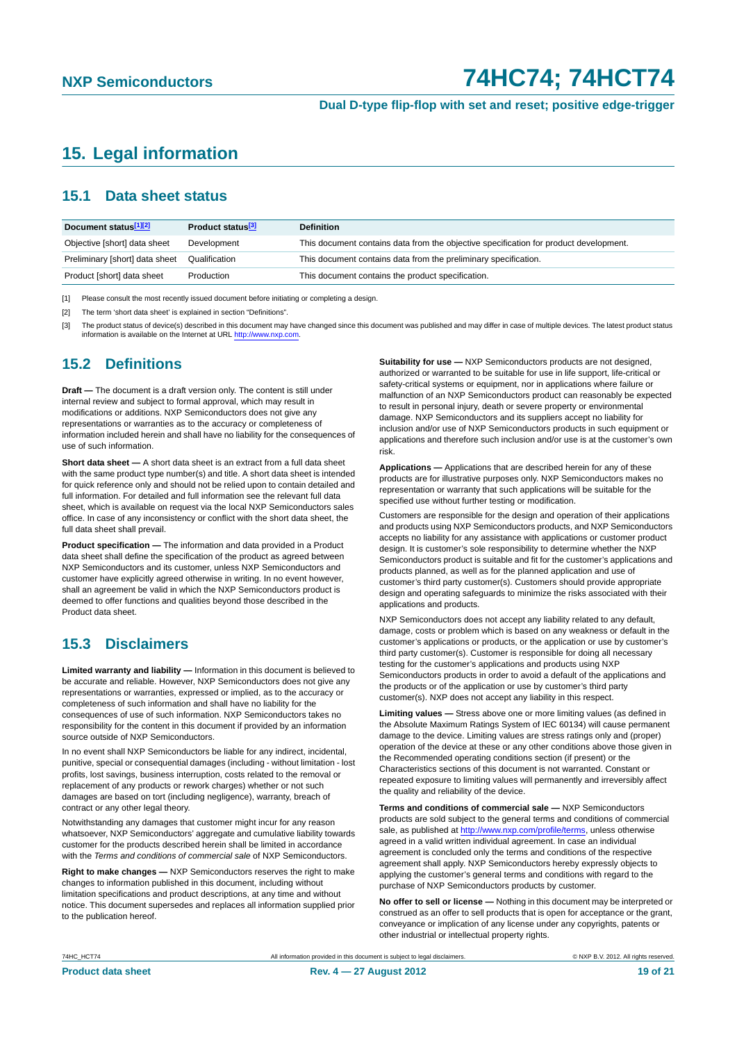# 15. Legal information

## 15.1 Data sheet status

| Document status[1][2] | Product status[3] | Definition |
|---|---|---|
| Objective [short] data sheet | Development | This document contains data from the objective specification for product development. |
| Preliminary [short] data sheet | Qualification | This document contains data from the preliminary specification. |
| Product [short] data sheet | Production | This document contains the product specification. |

[1] Please consult the most recently issued document before initiating or completing a design.

[2] The term 'short data sheet' is explained in section "Definitions".

[3] The product status of device(s) described in this document may have changed since this document was published and may differ in case of multiple devices. The latest product status information is available on the Internet at URL http://www.nxp.com.

## 15.2 Definitions

**Draft —** The document is a draft version only. The content is still under internal review and subject to formal approval, which may result in modifications or additions. NXP Semiconductors does not give any representations or warranties as to the accuracy or completeness of information included herein and shall have no liability for the consequences of use of such information.

**Short data sheet —** A short data sheet is an extract from a full data sheet with the same product type number(s) and title. A short data sheet is intended for quick reference only and should not be relied upon to contain detailed and full information. For detailed and full information see the relevant full data sheet, which is available on request via the local NXP Semiconductors sales office. In case of any inconsistency or conflict with the short data sheet, the full data sheet shall prevail.

**Product specification —** The information and data provided in a Product data sheet shall define the specification of the product as agreed between NXP Semiconductors and its customer, unless NXP Semiconductors and customer have explicitly agreed otherwise in writing. In no event however, shall an agreement be valid in which the NXP Semiconductors product is deemed to offer functions and qualities beyond those described in the Product data sheet.

## 15.3 Disclaimers

**Limited warranty and liability —** Information in this document is believed to be accurate and reliable. However, NXP Semiconductors does not give any representations or warranties, expressed or implied, as to the accuracy or completeness of such information and shall have no liability for the consequences of use of such information. NXP Semiconductors takes no responsibility for the content in this document if provided by an information source outside of NXP Semiconductors.

In no event shall NXP Semiconductors be liable for any indirect, incidental, punitive, special or consequential damages (including - without limitation - lost profits, lost savings, business interruption, costs related to the removal or replacement of any products or rework charges) whether or not such damages are based on tort (including negligence), warranty, breach of contract or any other legal theory.

Notwithstanding any damages that customer might incur for any reason whatsoever, NXP Semiconductors' aggregate and cumulative liability towards customer for the products described herein shall be limited in accordance with the *Terms and conditions of commercial sale* of NXP Semiconductors.

**Right to make changes —** NXP Semiconductors reserves the right to make changes to information published in this document, including without limitation specifications and product descriptions, at any time and without notice. This document supersedes and replaces all information supplied prior to the publication hereof.

**Suitability for use —** NXP Semiconductors products are not designed, authorized or warranted to be suitable for use in life support, life-critical or safety-critical systems or equipment, nor in applications where failure or malfunction of an NXP Semiconductors product can reasonably be expected to result in personal injury, death or severe property or environmental damage. NXP Semiconductors and its suppliers accept no liability for inclusion and/or use of NXP Semiconductors products in such equipment or applications and therefore such inclusion and/or use is at the customer's own risk.

**Applications —** Applications that are described herein for any of these products are for illustrative purposes only. NXP Semiconductors makes no representation or warranty that such applications will be suitable for the specified use without further testing or modification.

Customers are responsible for the design and operation of their applications and products using NXP Semiconductors products, and NXP Semiconductors accepts no liability for any assistance with applications or customer product design. It is customer's sole responsibility to determine whether the NXP Semiconductors product is suitable and fit for the customer's applications and products planned, as well as for the planned application and use of customer's third party customer(s). Customers should provide appropriate design and operating safeguards to minimize the risks associated with their applications and products.

NXP Semiconductors does not accept any liability related to any default, damage, costs or problem which is based on any weakness or default in the customer's applications or products, or the application or use by customer's third party customer(s). Customer is responsible for doing all necessary testing for the customer's applications and products using NXP Semiconductors products in order to avoid a default of the applications and the products or of the application or use by customer's third party customer(s). NXP does not accept any liability in this respect.

**Limiting values —** Stress above one or more limiting values (as defined in the Absolute Maximum Ratings System of IEC 60134) will cause permanent damage to the device. Limiting values are stress ratings only and (proper) operation of the device at these or any other conditions above those given in the Recommended operating conditions section (if present) or the Characteristics sections of this document is not warranted. Constant or repeated exposure to limiting values will permanently and irreversibly affect the quality and reliability of the device.

**Terms and conditions of commercial sale —** NXP Semiconductors products are sold subject to the general terms and conditions of commercial sale, as published at http://www.nxp.com/profile/terms, unless otherwise agreed in a valid written individual agreement. In case an individual agreement is concluded only the terms and conditions of the respective agreement shall apply. NXP Semiconductors hereby expressly objects to applying the customer's general terms and conditions with regard to the purchase of NXP Semiconductors products by customer.

**No offer to sell or license —** Nothing in this document may be interpreted or construed as an offer to sell products that is open for acceptance or the grant, conveyance or implication of any license under any copyrights, patents or other industrial or intellectual property rights.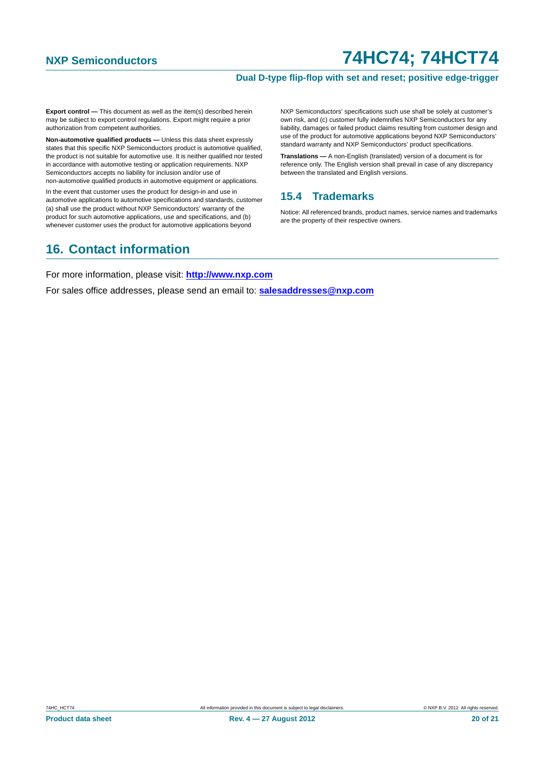**Export control —** This document as well as the item(s) described herein may be subject to export control regulations. Export might require a prior authorization from competent authorities.

**Non-automotive qualified products —** Unless this data sheet expressly states that this specific NXP Semiconductors product is automotive qualified, the product is not suitable for automotive use. It is neither qualified nor tested in accordance with automotive testing or application requirements. NXP Semiconductors accepts no liability for inclusion and/or use of non-automotive qualified products in automotive equipment or applications.

In the event that customer uses the product for design-in and use in automotive applications to automotive specifications and standards, customer (a) shall use the product without NXP Semiconductors' warranty of the product for such automotive applications, use and specifications, and (b) whenever customer uses the product for automotive applications beyond NXP Semiconductors' specifications such use shall be solely at customer's own risk, and (c) customer fully indemnifies NXP Semiconductors for any liability, damages or failed product claims resulting from customer design and use of the product for automotive applications beyond NXP Semiconductors' standard warranty and NXP Semiconductors' product specifications.

**Translations —** A non-English (translated) version of a document is for reference only. The English version shall prevail in case of any discrepancy between the translated and English versions.

### 15.4 Trademarks

Notice: All referenced brands, product names, service names and trademarks are the property of their respective owners.

## 16. Contact information

For more information, please visit: **http://www.nxp.com**

For sales office addresses, please send an email to: **salesaddresses@nxp.com**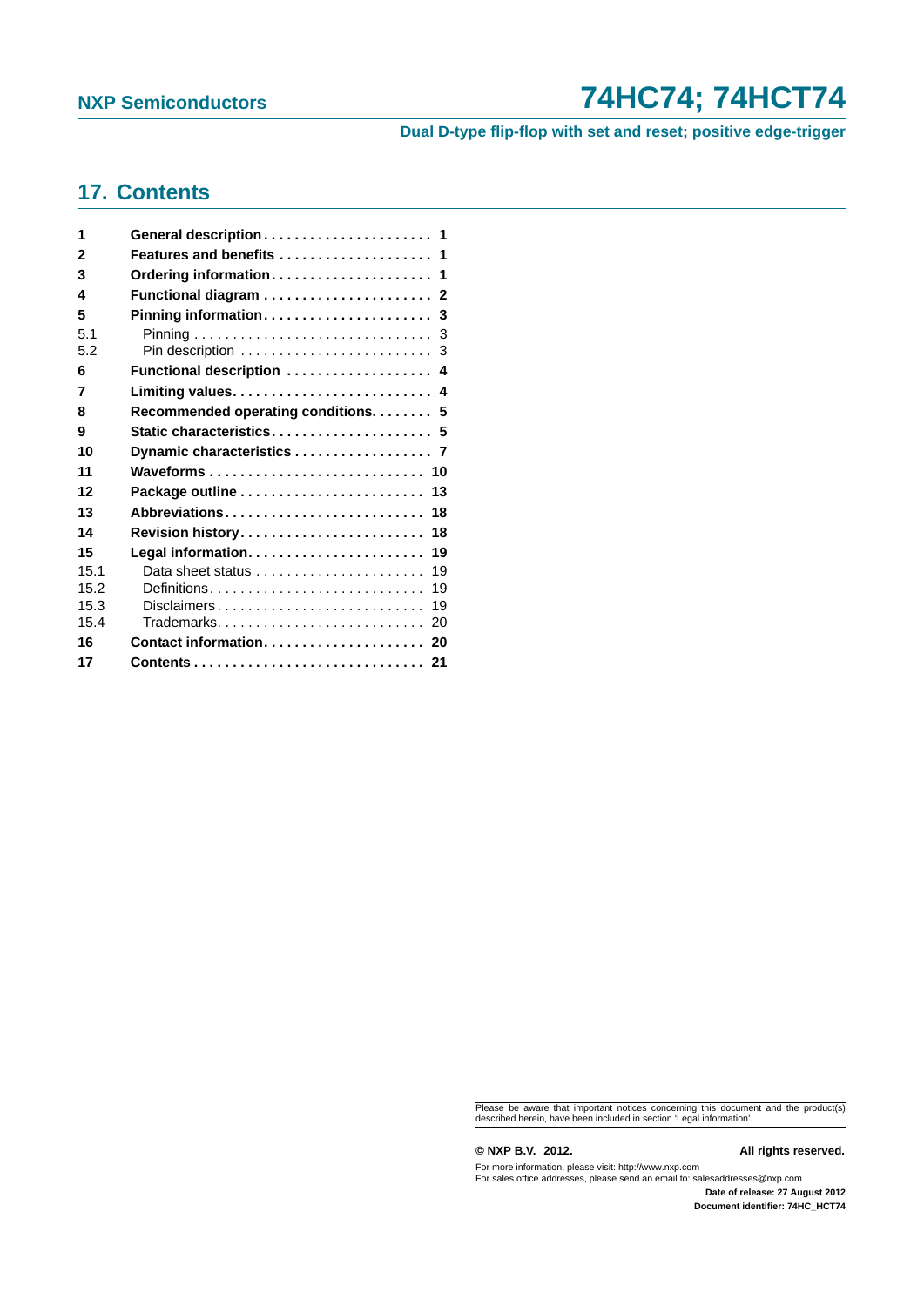## 17. Contents

| | | |
|---|---|---|
| **1** | **General description** | **1** |
| **2** | **Features and benefits** | **1** |
| **3** | **Ordering information** | **1** |
| **4** | **Functional diagram** | **2** |
| **5** | **Pinning information** | **3** |
| 5.1 | Pinning | 3 |
| 5.2 | Pin description | 3 |
| **6** | **Functional description** | **4** |
| **7** | **Limiting values** | **4** |
| **8** | **Recommended operating conditions** | **5** |
| **9** | **Static characteristics** | **5** |
| **10** | **Dynamic characteristics** | **7** |
| **11** | **Waveforms** | **10** |
| **12** | **Package outline** | **13** |
| **13** | **Abbreviations** | **18** |
| **14** | **Revision history** | **18** |
| **15** | **Legal information** | **19** |
| 15.1 | Data sheet status | 19 |
| 15.2 | Definitions | 19 |
| 15.3 | Disclaimers | 19 |
| 15.4 | Trademarks | 20 |
| **16** | **Contact information** | **20** |
| **17** | **Contents** | **21** |

Please be aware that important notices concerning this document and the product(s) described herein, have been included in section 'Legal information'.

**© NXP B.V. 2012.** **All rights reserved.**

For more information, please visit: http://www.nxp.com
For sales office addresses, please send an email to: salesaddresses@nxp.com

**Date of release: 27 August 2012**
**Document identifier: 74HC_HCT74**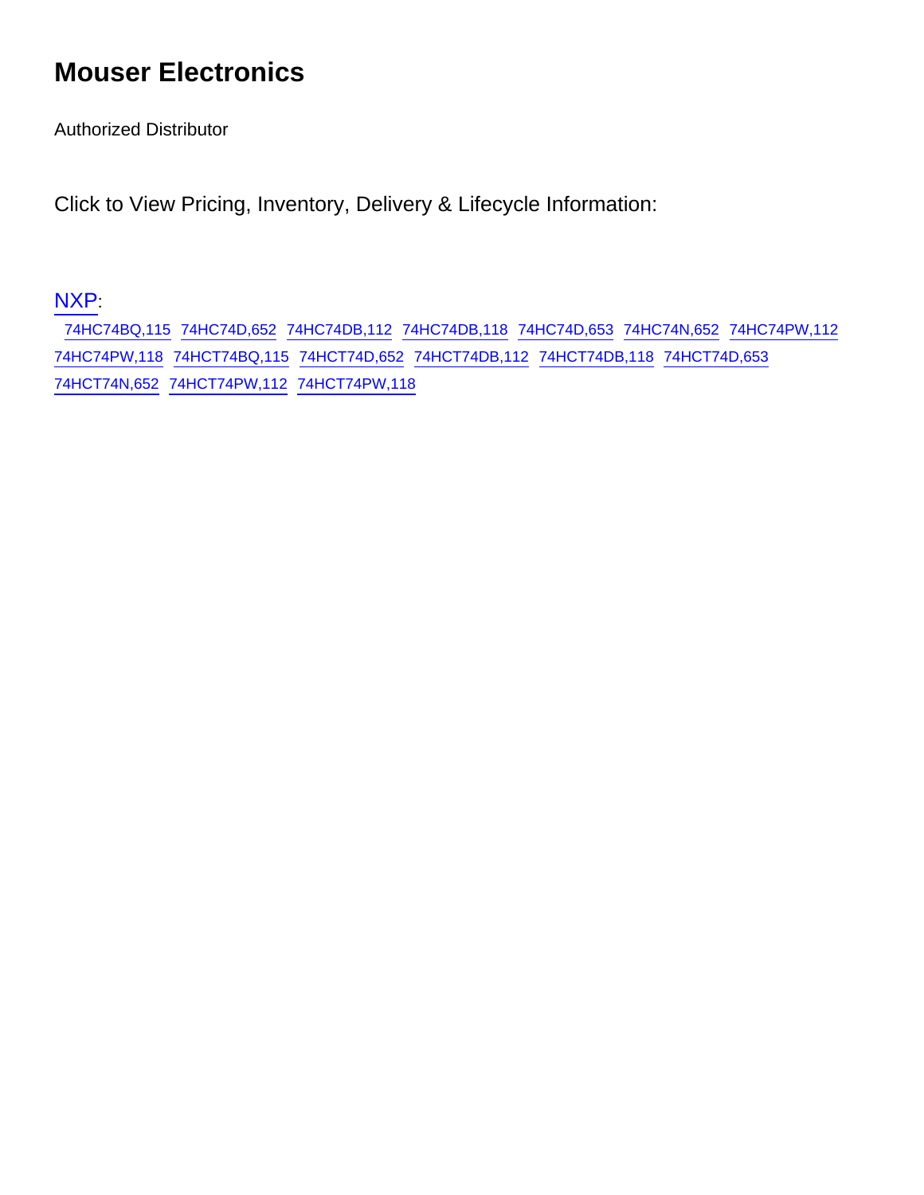# Mouser Electronics

Authorized Distributor

Click to View Pricing, Inventory, Delivery & Lifecycle Information:

NXP:

74HC74BQ,115 74HC74D,652 74HC74DB,112 74HC74DB,118 74HC74D,653 74HC74N,652 74HC74PW,112 74HC74PW,118 74HCT74BQ,115 74HCT74D,652 74HCT74DB,112 74HCT74DB,118 74HCT74D,653 74HCT74N,652 74HCT74PW,112 74HCT74PW,118